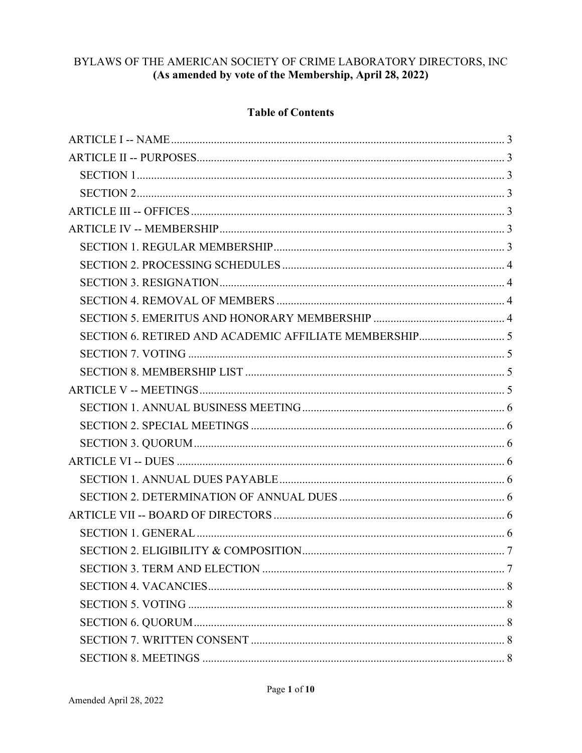BYLAWS OF THE AMERICAN SOCIETY OF CRIME LABORATORY DIRECTORS, INC
**(As amended by vote of the Membership, April 28, 2022)**

## Table of Contents

ARTICLE I -- NAME ... 3
ARTICLE II -- PURPOSES ... 3
- SECTION 1 ... 3
- SECTION 2 ... 3

ARTICLE III -- OFFICES ... 3
ARTICLE IV -- MEMBERSHIP ... 3
- SECTION 1. REGULAR MEMBERSHIP ... 3
- SECTION 2. PROCESSING SCHEDULES ... 4
- SECTION 3. RESIGNATION ... 4
- SECTION 4. REMOVAL OF MEMBERS ... 4
- SECTION 5. EMERITUS AND HONORARY MEMBERSHIP ... 4
- SECTION 6. RETIRED AND ACADEMIC AFFILIATE MEMBERSHIP ... 5
- SECTION 7. VOTING ... 5
- SECTION 8. MEMBERSHIP LIST ... 5

ARTICLE V -- MEETINGS ... 5
- SECTION 1. ANNUAL BUSINESS MEETING ... 6
- SECTION 2. SPECIAL MEETINGS ... 6
- SECTION 3. QUORUM ... 6

ARTICLE VI -- DUES ... 6
- SECTION 1. ANNUAL DUES PAYABLE ... 6
- SECTION 2. DETERMINATION OF ANNUAL DUES ... 6

ARTICLE VII -- BOARD OF DIRECTORS ... 6
- SECTION 1. GENERAL ... 6
- SECTION 2. ELIGIBILITY & COMPOSITION ... 7
- SECTION 3. TERM AND ELECTION ... 7
- SECTION 4. VACANCIES ... 8
- SECTION 5. VOTING ... 8
- SECTION 6. QUORUM ... 8
- SECTION 7. WRITTEN CONSENT ... 8
- SECTION 8. MEETINGS ... 8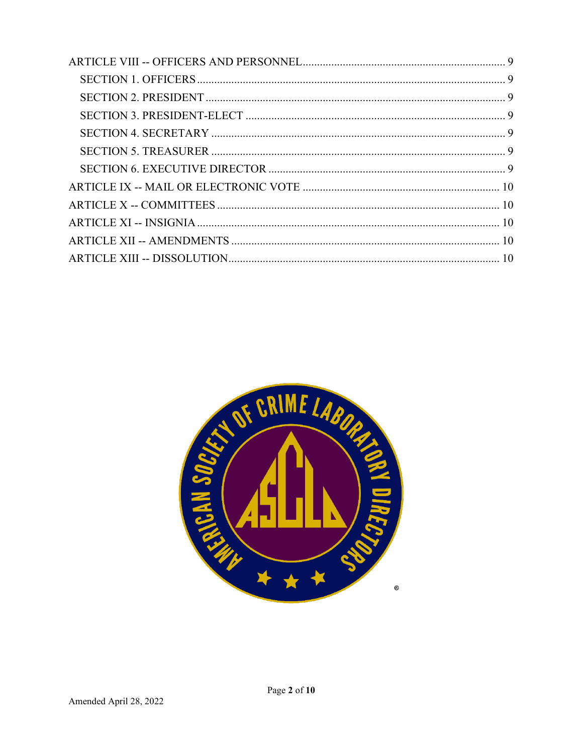ARTICLE VIII -- OFFICERS AND PERSONNEL ..... 9

- SECTION 1. OFFICERS ..... 9
- SECTION 2. PRESIDENT ..... 9
- SECTION 3. PRESIDENT-ELECT ..... 9
- SECTION 4. SECRETARY ..... 9
- SECTION 5. TREASURER ..... 9
- SECTION 6. EXECUTIVE DIRECTOR ..... 9

ARTICLE IX -- MAIL OR ELECTRONIC VOTE ..... 10

ARTICLE X -- COMMITTEES ..... 10

ARTICLE XI -- INSIGNIA ..... 10

ARTICLE XII -- AMENDMENTS ..... 10

ARTICLE XIII -- DISSOLUTION ..... 10

Amended April 28, 2022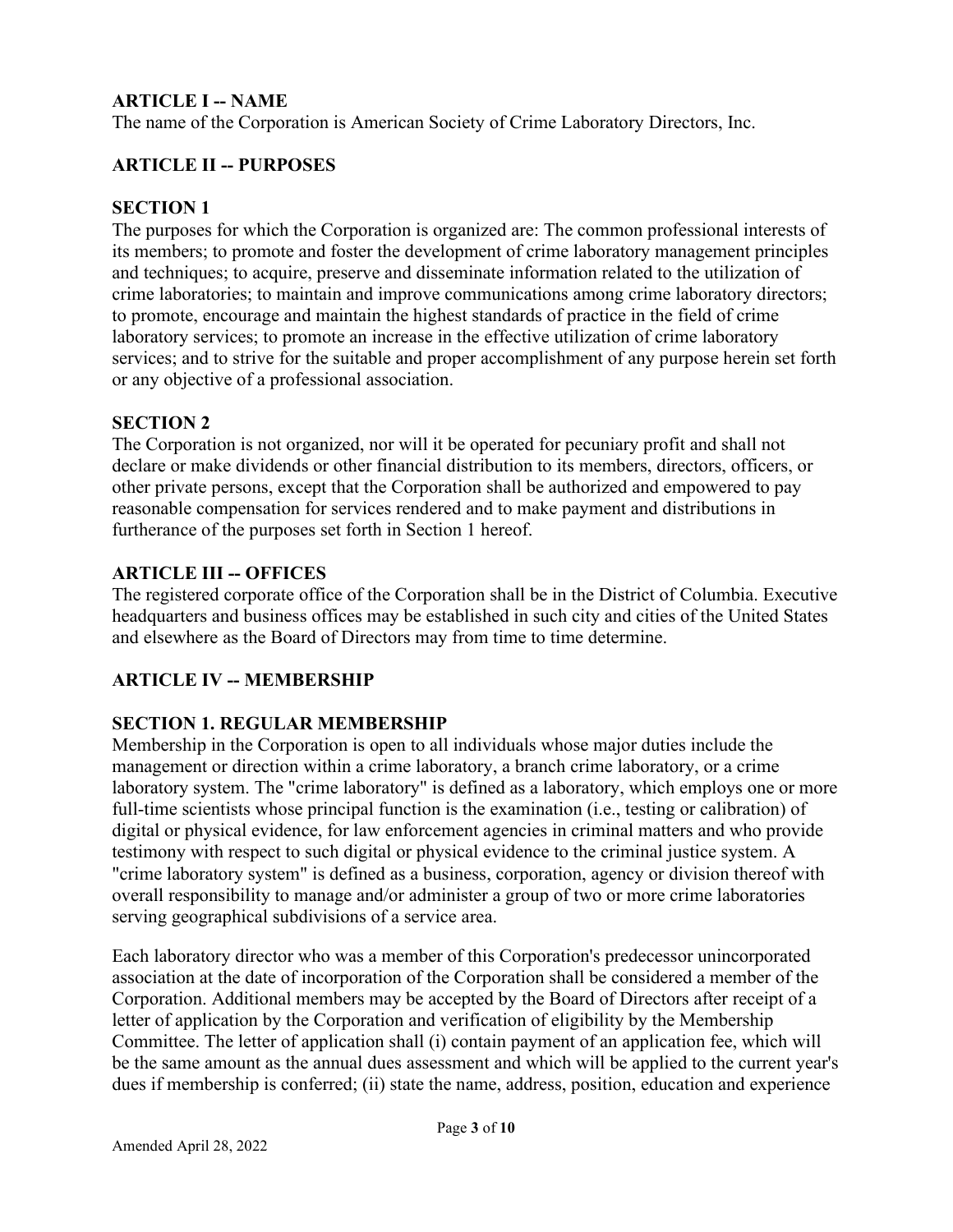## ARTICLE I -- NAME

The name of the Corporation is American Society of Crime Laboratory Directors, Inc.

## ARTICLE II -- PURPOSES

### SECTION 1

The purposes for which the Corporation is organized are: The common professional interests of its members; to promote and foster the development of crime laboratory management principles and techniques; to acquire, preserve and disseminate information related to the utilization of crime laboratories; to maintain and improve communications among crime laboratory directors; to promote, encourage and maintain the highest standards of practice in the field of crime laboratory services; to promote an increase in the effective utilization of crime laboratory services; and to strive for the suitable and proper accomplishment of any purpose herein set forth or any objective of a professional association.

### SECTION 2

The Corporation is not organized, nor will it be operated for pecuniary profit and shall not declare or make dividends or other financial distribution to its members, directors, officers, or other private persons, except that the Corporation shall be authorized and empowered to pay reasonable compensation for services rendered and to make payment and distributions in furtherance of the purposes set forth in Section 1 hereof.

## ARTICLE III -- OFFICES

The registered corporate office of the Corporation shall be in the District of Columbia. Executive headquarters and business offices may be established in such city and cities of the United States and elsewhere as the Board of Directors may from time to time determine.

## ARTICLE IV -- MEMBERSHIP

### SECTION 1. REGULAR MEMBERSHIP

Membership in the Corporation is open to all individuals whose major duties include the management or direction within a crime laboratory, a branch crime laboratory, or a crime laboratory system. The "crime laboratory" is defined as a laboratory, which employs one or more full-time scientists whose principal function is the examination (i.e., testing or calibration) of digital or physical evidence, for law enforcement agencies in criminal matters and who provide testimony with respect to such digital or physical evidence to the criminal justice system. A "crime laboratory system" is defined as a business, corporation, agency or division thereof with overall responsibility to manage and/or administer a group of two or more crime laboratories serving geographical subdivisions of a service area.

Each laboratory director who was a member of this Corporation's predecessor unincorporated association at the date of incorporation of the Corporation shall be considered a member of the Corporation. Additional members may be accepted by the Board of Directors after receipt of a letter of application by the Corporation and verification of eligibility by the Membership Committee. The letter of application shall (i) contain payment of an application fee, which will be the same amount as the annual dues assessment and which will be applied to the current year's dues if membership is conferred; (ii) state the name, address, position, education and experience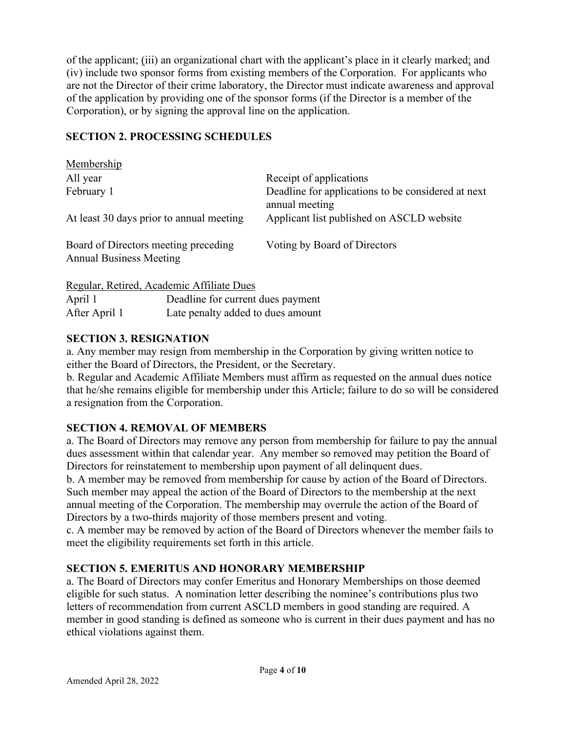of the applicant; (iii) an organizational chart with the applicant's place in it clearly marked; and (iv) include two sponsor forms from existing members of the Corporation. For applicants who are not the Director of their crime laboratory, the Director must indicate awareness and approval of the application by providing one of the sponsor forms (if the Director is a member of the Corporation), or by signing the approval line on the application.

## SECTION 2. PROCESSING SCHEDULES

<u>Membership</u>

| | |
|---|---|
| All year | Receipt of applications |
| February 1 | Deadline for applications to be considered at next annual meeting |
| At least 30 days prior to annual meeting | Applicant list published on ASCLD website |
| Board of Directors meeting preceding Annual Business Meeting | Voting by Board of Directors |

<u>Regular, Retired, Academic Affiliate Dues</u>

| | |
|---|---|
| April 1 | Deadline for current dues payment |
| After April 1 | Late penalty added to dues amount |

## SECTION 3. RESIGNATION

a. Any member may resign from membership in the Corporation by giving written notice to either the Board of Directors, the President, or the Secretary.
b. Regular and Academic Affiliate Members must affirm as requested on the annual dues notice that he/she remains eligible for membership under this Article; failure to do so will be considered a resignation from the Corporation.

## SECTION 4. REMOVAL OF MEMBERS

a. The Board of Directors may remove any person from membership for failure to pay the annual dues assessment within that calendar year. Any member so removed may petition the Board of Directors for reinstatement to membership upon payment of all delinquent dues.
b. A member may be removed from membership for cause by action of the Board of Directors. Such member may appeal the action of the Board of Directors to the membership at the next annual meeting of the Corporation. The membership may overrule the action of the Board of Directors by a two-thirds majority of those members present and voting.
c. A member may be removed by action of the Board of Directors whenever the member fails to meet the eligibility requirements set forth in this article.

## SECTION 5. EMERITUS AND HONORARY MEMBERSHIP

a. The Board of Directors may confer Emeritus and Honorary Memberships on those deemed eligible for such status. A nomination letter describing the nominee's contributions plus two letters of recommendation from current ASCLD members in good standing are required. A member in good standing is defined as someone who is current in their dues payment and has no ethical violations against them.

Amended April 28, 2022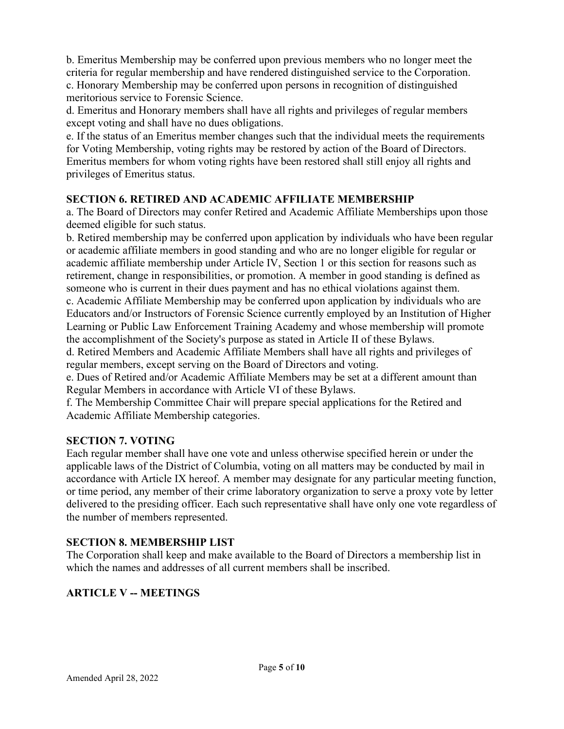b. Emeritus Membership may be conferred upon previous members who no longer meet the criteria for regular membership and have rendered distinguished service to the Corporation.
c. Honorary Membership may be conferred upon persons in recognition of distinguished meritorious service to Forensic Science.
d. Emeritus and Honorary members shall have all rights and privileges of regular members except voting and shall have no dues obligations.
e. If the status of an Emeritus member changes such that the individual meets the requirements for Voting Membership, voting rights may be restored by action of the Board of Directors. Emeritus members for whom voting rights have been restored shall still enjoy all rights and privileges of Emeritus status.

### SECTION 6. RETIRED AND ACADEMIC AFFILIATE MEMBERSHIP

a. The Board of Directors may confer Retired and Academic Affiliate Memberships upon those deemed eligible for such status.
b. Retired membership may be conferred upon application by individuals who have been regular or academic affiliate members in good standing and who are no longer eligible for regular or academic affiliate membership under Article IV, Section 1 or this section for reasons such as retirement, change in responsibilities, or promotion. A member in good standing is defined as someone who is current in their dues payment and has no ethical violations against them.
c. Academic Affiliate Membership may be conferred upon application by individuals who are Educators and/or Instructors of Forensic Science currently employed by an Institution of Higher Learning or Public Law Enforcement Training Academy and whose membership will promote the accomplishment of the Society's purpose as stated in Article II of these Bylaws.
d. Retired Members and Academic Affiliate Members shall have all rights and privileges of regular members, except serving on the Board of Directors and voting.
e. Dues of Retired and/or Academic Affiliate Members may be set at a different amount than Regular Members in accordance with Article VI of these Bylaws.
f. The Membership Committee Chair will prepare special applications for the Retired and Academic Affiliate Membership categories.

### SECTION 7. VOTING

Each regular member shall have one vote and unless otherwise specified herein or under the applicable laws of the District of Columbia, voting on all matters may be conducted by mail in accordance with Article IX hereof. A member may designate for any particular meeting function, or time period, any member of their crime laboratory organization to serve a proxy vote by letter delivered to the presiding officer. Each such representative shall have only one vote regardless of the number of members represented.

### SECTION 8. MEMBERSHIP LIST

The Corporation shall keep and make available to the Board of Directors a membership list in which the names and addresses of all current members shall be inscribed.

## ARTICLE V -- MEETINGS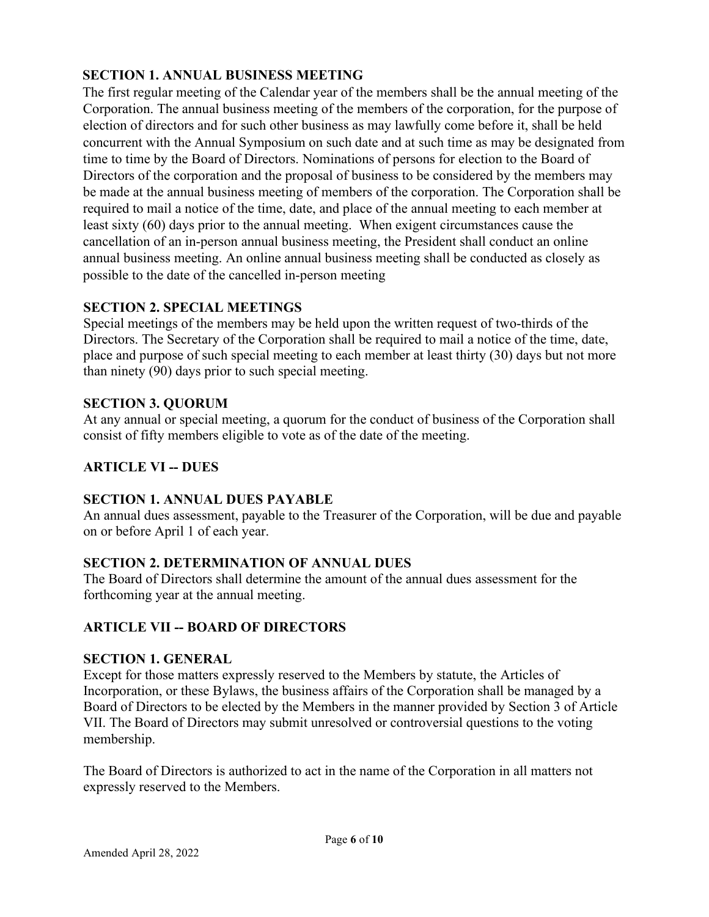**SECTION 1. ANNUAL BUSINESS MEETING**

The first regular meeting of the Calendar year of the members shall be the annual meeting of the Corporation. The annual business meeting of the members of the corporation, for the purpose of election of directors and for such other business as may lawfully come before it, shall be held concurrent with the Annual Symposium on such date and at such time as may be designated from time to time by the Board of Directors. Nominations of persons for election to the Board of Directors of the corporation and the proposal of business to be considered by the members may be made at the annual business meeting of members of the corporation. The Corporation shall be required to mail a notice of the time, date, and place of the annual meeting to each member at least sixty (60) days prior to the annual meeting. When exigent circumstances cause the cancellation of an in-person annual business meeting, the President shall conduct an online annual business meeting. An online annual business meeting shall be conducted as closely as possible to the date of the cancelled in-person meeting

**SECTION 2. SPECIAL MEETINGS**

Special meetings of the members may be held upon the written request of two-thirds of the Directors. The Secretary of the Corporation shall be required to mail a notice of the time, date, place and purpose of such special meeting to each member at least thirty (30) days but not more than ninety (90) days prior to such special meeting.

**SECTION 3. QUORUM**

At any annual or special meeting, a quorum for the conduct of business of the Corporation shall consist of fifty members eligible to vote as of the date of the meeting.

## ARTICLE VI -- DUES

**SECTION 1. ANNUAL DUES PAYABLE**

An annual dues assessment, payable to the Treasurer of the Corporation, will be due and payable on or before April 1 of each year.

**SECTION 2. DETERMINATION OF ANNUAL DUES**

The Board of Directors shall determine the amount of the annual dues assessment for the forthcoming year at the annual meeting.

## ARTICLE VII -- BOARD OF DIRECTORS

**SECTION 1. GENERAL**

Except for those matters expressly reserved to the Members by statute, the Articles of Incorporation, or these Bylaws, the business affairs of the Corporation shall be managed by a Board of Directors to be elected by the Members in the manner provided by Section 3 of Article VII. The Board of Directors may submit unresolved or controversial questions to the voting membership.

The Board of Directors is authorized to act in the name of the Corporation in all matters not expressly reserved to the Members.

Amended April 28, 2022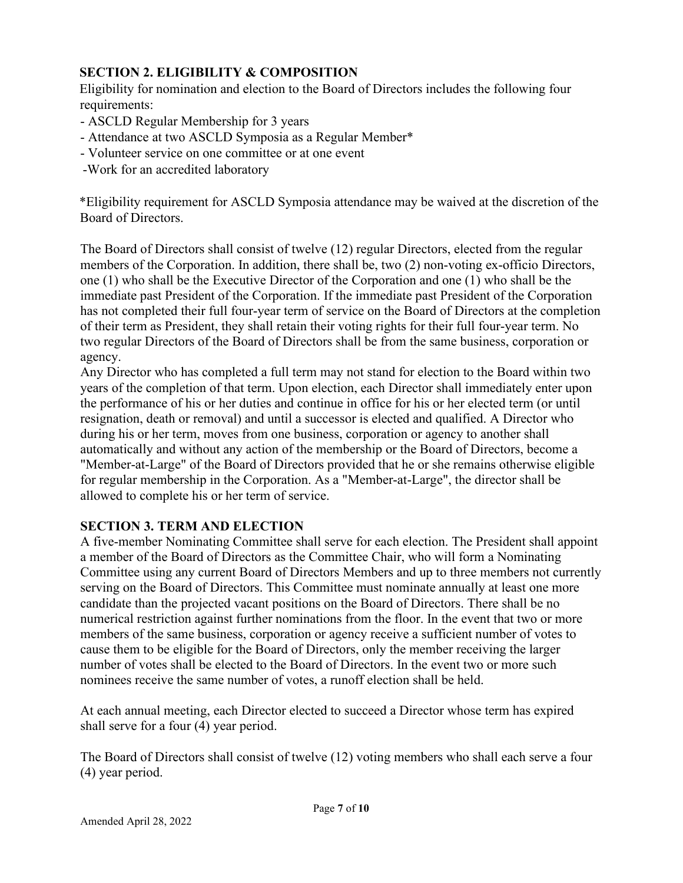## SECTION 2. ELIGIBILITY & COMPOSITION

Eligibility for nomination and election to the Board of Directors includes the following four requirements:

- ASCLD Regular Membership for 3 years
- Attendance at two ASCLD Symposia as a Regular Member*
- Volunteer service on one committee or at one event
- Work for an accredited laboratory

*Eligibility requirement for ASCLD Symposia attendance may be waived at the discretion of the Board of Directors.

The Board of Directors shall consist of twelve (12) regular Directors, elected from the regular members of the Corporation. In addition, there shall be, two (2) non-voting ex-officio Directors, one (1) who shall be the Executive Director of the Corporation and one (1) who shall be the immediate past President of the Corporation. If the immediate past President of the Corporation has not completed their full four-year term of service on the Board of Directors at the completion of their term as President, they shall retain their voting rights for their full four-year term. No two regular Directors of the Board of Directors shall be from the same business, corporation or agency.

Any Director who has completed a full term may not stand for election to the Board within two years of the completion of that term. Upon election, each Director shall immediately enter upon the performance of his or her duties and continue in office for his or her elected term (or until resignation, death or removal) and until a successor is elected and qualified. A Director who during his or her term, moves from one business, corporation or agency to another shall automatically and without any action of the membership or the Board of Directors, become a "Member-at-Large" of the Board of Directors provided that he or she remains otherwise eligible for regular membership in the Corporation. As a "Member-at-Large", the director shall be allowed to complete his or her term of service.

## SECTION 3. TERM AND ELECTION

A five-member Nominating Committee shall serve for each election. The President shall appoint a member of the Board of Directors as the Committee Chair, who will form a Nominating Committee using any current Board of Directors Members and up to three members not currently serving on the Board of Directors. This Committee must nominate annually at least one more candidate than the projected vacant positions on the Board of Directors. There shall be no numerical restriction against further nominations from the floor. In the event that two or more members of the same business, corporation or agency receive a sufficient number of votes to cause them to be eligible for the Board of Directors, only the member receiving the larger number of votes shall be elected to the Board of Directors. In the event two or more such nominees receive the same number of votes, a runoff election shall be held.

At each annual meeting, each Director elected to succeed a Director whose term has expired shall serve for a four (4) year period.

The Board of Directors shall consist of twelve (12) voting members who shall each serve a four (4) year period.

Amended April 28, 2022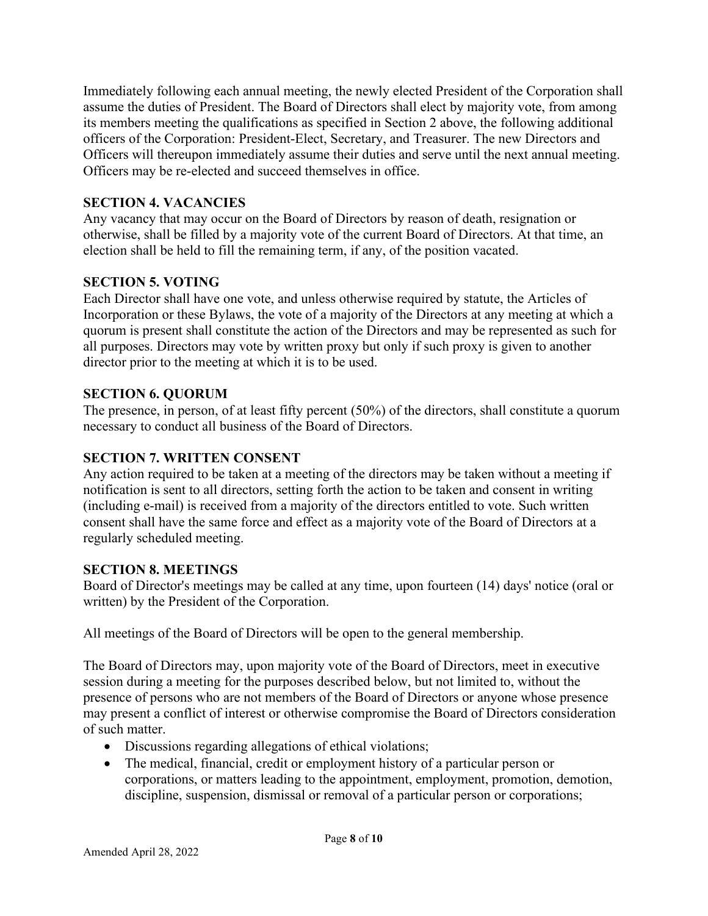Immediately following each annual meeting, the newly elected President of the Corporation shall assume the duties of President. The Board of Directors shall elect by majority vote, from among its members meeting the qualifications as specified in Section 2 above, the following additional officers of the Corporation: President-Elect, Secretary, and Treasurer. The new Directors and Officers will thereupon immediately assume their duties and serve until the next annual meeting. Officers may be re-elected and succeed themselves in office.

**SECTION 4. VACANCIES**

Any vacancy that may occur on the Board of Directors by reason of death, resignation or otherwise, shall be filled by a majority vote of the current Board of Directors. At that time, an election shall be held to fill the remaining term, if any, of the position vacated.

**SECTION 5. VOTING**

Each Director shall have one vote, and unless otherwise required by statute, the Articles of Incorporation or these Bylaws, the vote of a majority of the Directors at any meeting at which a quorum is present shall constitute the action of the Directors and may be represented as such for all purposes. Directors may vote by written proxy but only if such proxy is given to another director prior to the meeting at which it is to be used.

**SECTION 6. QUORUM**

The presence, in person, of at least fifty percent (50%) of the directors, shall constitute a quorum necessary to conduct all business of the Board of Directors.

**SECTION 7. WRITTEN CONSENT**

Any action required to be taken at a meeting of the directors may be taken without a meeting if notification is sent to all directors, setting forth the action to be taken and consent in writing (including e-mail) is received from a majority of the directors entitled to vote. Such written consent shall have the same force and effect as a majority vote of the Board of Directors at a regularly scheduled meeting.

**SECTION 8. MEETINGS**

Board of Director's meetings may be called at any time, upon fourteen (14) days' notice (oral or written) by the President of the Corporation.

All meetings of the Board of Directors will be open to the general membership.

The Board of Directors may, upon majority vote of the Board of Directors, meet in executive session during a meeting for the purposes described below, but not limited to, without the presence of persons who are not members of the Board of Directors or anyone whose presence may present a conflict of interest or otherwise compromise the Board of Directors consideration of such matter.

- Discussions regarding allegations of ethical violations;
- The medical, financial, credit or employment history of a particular person or corporations, or matters leading to the appointment, employment, promotion, demotion, discipline, suspension, dismissal or removal of a particular person or corporations;

Amended April 28, 2022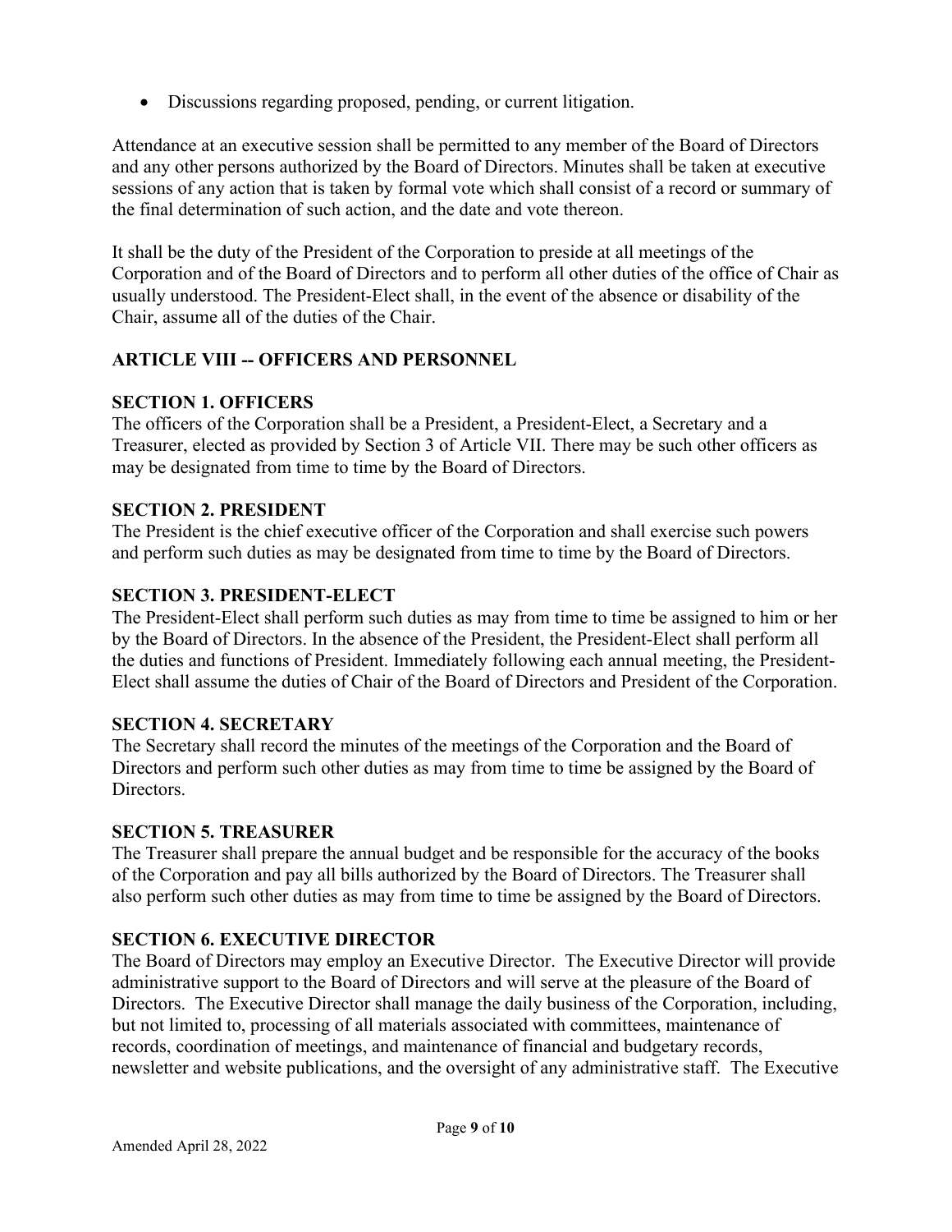- Discussions regarding proposed, pending, or current litigation.

Attendance at an executive session shall be permitted to any member of the Board of Directors and any other persons authorized by the Board of Directors. Minutes shall be taken at executive sessions of any action that is taken by formal vote which shall consist of a record or summary of the final determination of such action, and the date and vote thereon.

It shall be the duty of the President of the Corporation to preside at all meetings of the Corporation and of the Board of Directors and to perform all other duties of the office of Chair as usually understood. The President-Elect shall, in the event of the absence or disability of the Chair, assume all of the duties of the Chair.

## ARTICLE VIII -- OFFICERS AND PERSONNEL

### SECTION 1. OFFICERS

The officers of the Corporation shall be a President, a President-Elect, a Secretary and a Treasurer, elected as provided by Section 3 of Article VII. There may be such other officers as may be designated from time to time by the Board of Directors.

### SECTION 2. PRESIDENT

The President is the chief executive officer of the Corporation and shall exercise such powers and perform such duties as may be designated from time to time by the Board of Directors.

### SECTION 3. PRESIDENT-ELECT

The President-Elect shall perform such duties as may from time to time be assigned to him or her by the Board of Directors. In the absence of the President, the President-Elect shall perform all the duties and functions of President. Immediately following each annual meeting, the President-Elect shall assume the duties of Chair of the Board of Directors and President of the Corporation.

### SECTION 4. SECRETARY

The Secretary shall record the minutes of the meetings of the Corporation and the Board of Directors and perform such other duties as may from time to time be assigned by the Board of Directors.

### SECTION 5. TREASURER

The Treasurer shall prepare the annual budget and be responsible for the accuracy of the books of the Corporation and pay all bills authorized by the Board of Directors. The Treasurer shall also perform such other duties as may from time to time be assigned by the Board of Directors.

### SECTION 6. EXECUTIVE DIRECTOR

The Board of Directors may employ an Executive Director. The Executive Director will provide administrative support to the Board of Directors and will serve at the pleasure of the Board of Directors. The Executive Director shall manage the daily business of the Corporation, including, but not limited to, processing of all materials associated with committees, maintenance of records, coordination of meetings, and maintenance of financial and budgetary records, newsletter and website publications, and the oversight of any administrative staff. The Executive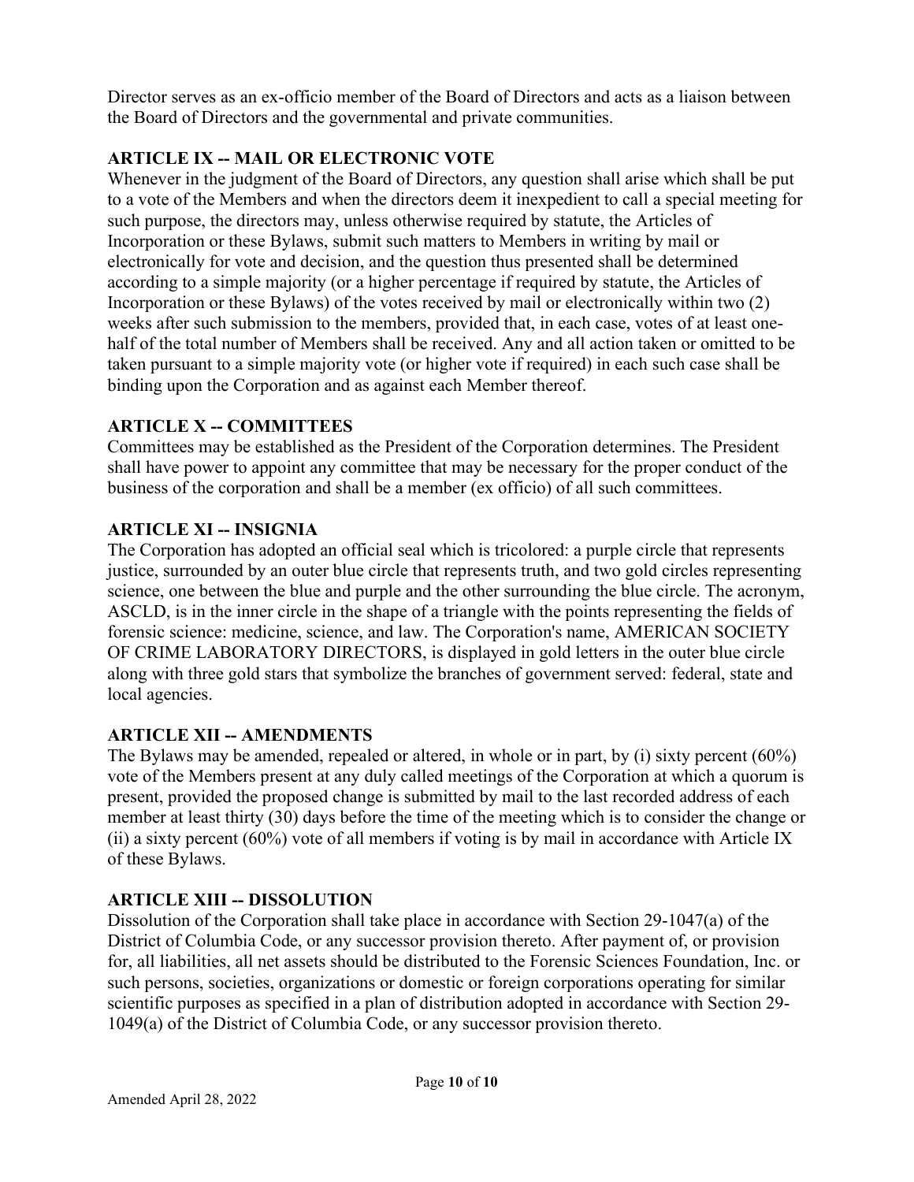Director serves as an ex-officio member of the Board of Directors and acts as a liaison between the Board of Directors and the governmental and private communities.

## ARTICLE IX -- MAIL OR ELECTRONIC VOTE

Whenever in the judgment of the Board of Directors, any question shall arise which shall be put to a vote of the Members and when the directors deem it inexpedient to call a special meeting for such purpose, the directors may, unless otherwise required by statute, the Articles of Incorporation or these Bylaws, submit such matters to Members in writing by mail or electronically for vote and decision, and the question thus presented shall be determined according to a simple majority (or a higher percentage if required by statute, the Articles of Incorporation or these Bylaws) of the votes received by mail or electronically within two (2) weeks after such submission to the members, provided that, in each case, votes of at least one-half of the total number of Members shall be received. Any and all action taken or omitted to be taken pursuant to a simple majority vote (or higher vote if required) in each such case shall be binding upon the Corporation and as against each Member thereof.

## ARTICLE X -- COMMITTEES

Committees may be established as the President of the Corporation determines. The President shall have power to appoint any committee that may be necessary for the proper conduct of the business of the corporation and shall be a member (ex officio) of all such committees.

## ARTICLE XI -- INSIGNIA

The Corporation has adopted an official seal which is tricolored: a purple circle that represents justice, surrounded by an outer blue circle that represents truth, and two gold circles representing science, one between the blue and purple and the other surrounding the blue circle. The acronym, ASCLD, is in the inner circle in the shape of a triangle with the points representing the fields of forensic science: medicine, science, and law. The Corporation's name, AMERICAN SOCIETY OF CRIME LABORATORY DIRECTORS, is displayed in gold letters in the outer blue circle along with three gold stars that symbolize the branches of government served: federal, state and local agencies.

## ARTICLE XII -- AMENDMENTS

The Bylaws may be amended, repealed or altered, in whole or in part, by (i) sixty percent (60%) vote of the Members present at any duly called meetings of the Corporation at which a quorum is present, provided the proposed change is submitted by mail to the last recorded address of each member at least thirty (30) days before the time of the meeting which is to consider the change or (ii) a sixty percent (60%) vote of all members if voting is by mail in accordance with Article IX of these Bylaws.

## ARTICLE XIII -- DISSOLUTION

Dissolution of the Corporation shall take place in accordance with Section 29-1047(a) of the District of Columbia Code, or any successor provision thereto. After payment of, or provision for, all liabilities, all net assets should be distributed to the Forensic Sciences Foundation, Inc. or such persons, societies, organizations or domestic or foreign corporations operating for similar scientific purposes as specified in a plan of distribution adopted in accordance with Section 29-1049(a) of the District of Columbia Code, or any successor provision thereto.

Amended April 28, 2022